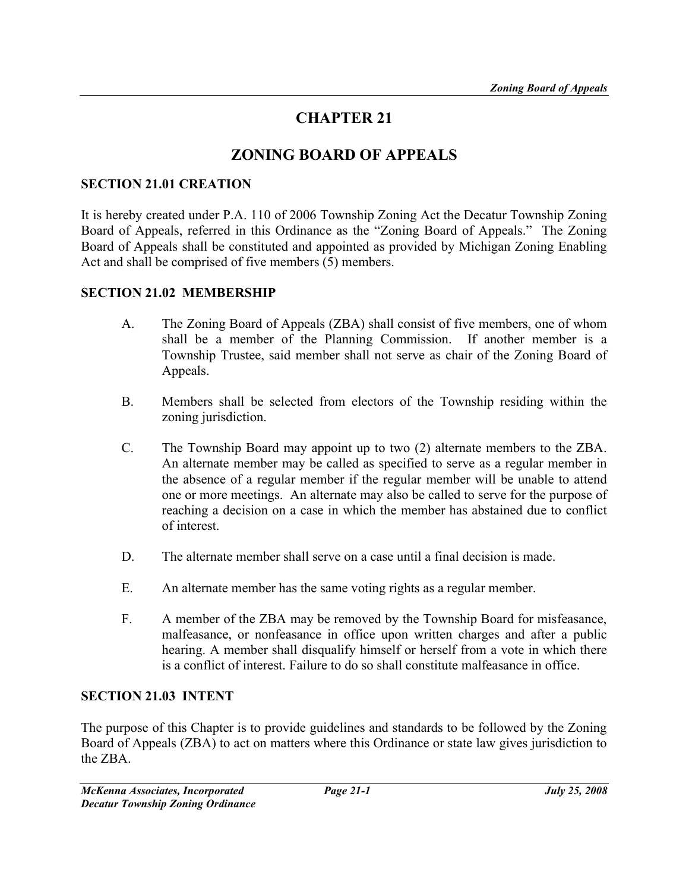# CHAPTER 21

# ZONING BOARD OF APPEALS

## SECTION 21.01 CREATION

It is hereby created under P.A. 110 of 2006 Township Zoning Act the Decatur Township Zoning Board of Appeals, referred in this Ordinance as the "Zoning Board of Appeals." The Zoning Board of Appeals shall be constituted and appointed as provided by Michigan Zoning Enabling Act and shall be comprised of five members (5) members.

## SECTION 21.02 MEMBERSHIP

A. The Zoning Board of Appeals (ZBA) shall consist of five members, one of whom shall be a member of the Planning Commission. If another member is a Township Trustee, said member shall not serve as chair of the Zoning Board of Appeals.

B. Members shall be selected from electors of the Township residing within the zoning jurisdiction.

C. The Township Board may appoint up to two (2) alternate members to the ZBA. An alternate member may be called as specified to serve as a regular member in the absence of a regular member if the regular member will be unable to attend one or more meetings. An alternate may also be called to serve for the purpose of reaching a decision on a case in which the member has abstained due to conflict of interest.

D. The alternate member shall serve on a case until a final decision is made.

E. An alternate member has the same voting rights as a regular member.

F. A member of the ZBA may be removed by the Township Board for misfeasance, malfeasance, or nonfeasance in office upon written charges and after a public hearing. A member shall disqualify himself or herself from a vote in which there is a conflict of interest. Failure to do so shall constitute malfeasance in office.

## SECTION 21.03 INTENT

The purpose of this Chapter is to provide guidelines and standards to be followed by the Zoning Board of Appeals (ZBA) to act on matters where this Ordinance or state law gives jurisdiction to the ZBA.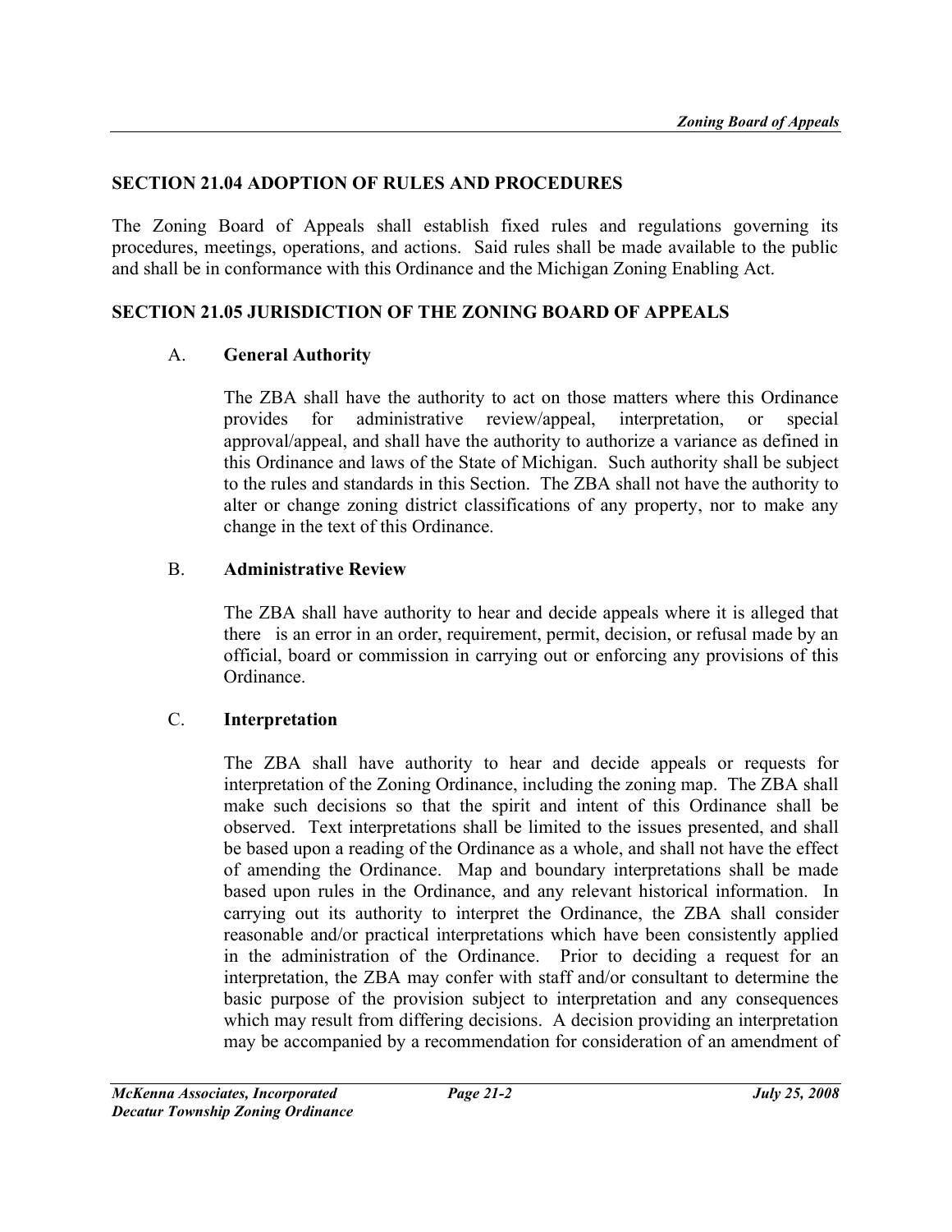## SECTION 21.04 ADOPTION OF RULES AND PROCEDURES

The Zoning Board of Appeals shall establish fixed rules and regulations governing its procedures, meetings, operations, and actions. Said rules shall be made available to the public and shall be in conformance with this Ordinance and the Michigan Zoning Enabling Act.

## SECTION 21.05 JURISDICTION OF THE ZONING BOARD OF APPEALS

A. **General Authority**

The ZBA shall have the authority to act on those matters where this Ordinance provides for administrative review/appeal, interpretation, or special approval/appeal, and shall have the authority to authorize a variance as defined in this Ordinance and laws of the State of Michigan. Such authority shall be subject to the rules and standards in this Section. The ZBA shall not have the authority to alter or change zoning district classifications of any property, nor to make any change in the text of this Ordinance.

B. **Administrative Review**

The ZBA shall have authority to hear and decide appeals where it is alleged that there is an error in an order, requirement, permit, decision, or refusal made by an official, board or commission in carrying out or enforcing any provisions of this Ordinance.

C. **Interpretation**

The ZBA shall have authority to hear and decide appeals or requests for interpretation of the Zoning Ordinance, including the zoning map. The ZBA shall make such decisions so that the spirit and intent of this Ordinance shall be observed. Text interpretations shall be limited to the issues presented, and shall be based upon a reading of the Ordinance as a whole, and shall not have the effect of amending the Ordinance. Map and boundary interpretations shall be made based upon rules in the Ordinance, and any relevant historical information. In carrying out its authority to interpret the Ordinance, the ZBA shall consider reasonable and/or practical interpretations which have been consistently applied in the administration of the Ordinance. Prior to deciding a request for an interpretation, the ZBA may confer with staff and/or consultant to determine the basic purpose of the provision subject to interpretation and any consequences which may result from differing decisions. A decision providing an interpretation may be accompanied by a recommendation for consideration of an amendment of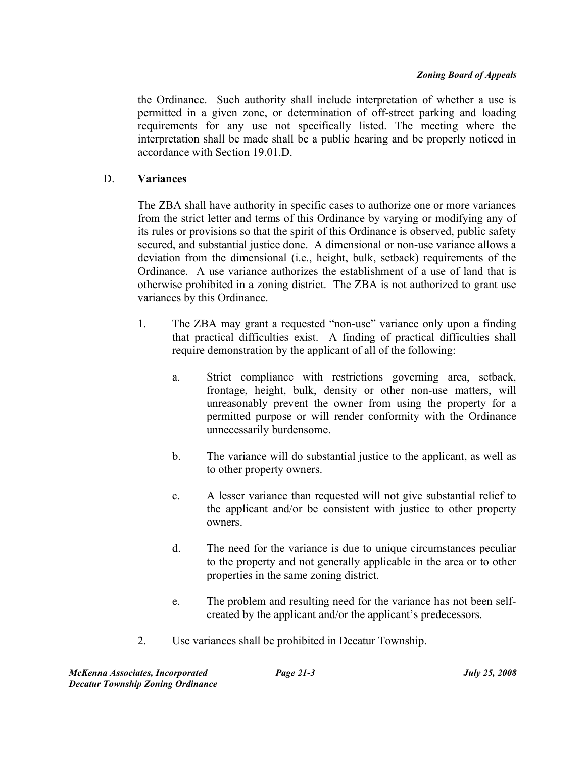the Ordinance. Such authority shall include interpretation of whether a use is permitted in a given zone, or determination of off-street parking and loading requirements for any use not specifically listed. The meeting where the interpretation shall be made shall be a public hearing and be properly noticed in accordance with Section 19.01.D.

D. **Variances**

The ZBA shall have authority in specific cases to authorize one or more variances from the strict letter and terms of this Ordinance by varying or modifying any of its rules or provisions so that the spirit of this Ordinance is observed, public safety secured, and substantial justice done. A dimensional or non-use variance allows a deviation from the dimensional (i.e., height, bulk, setback) requirements of the Ordinance. A use variance authorizes the establishment of a use of land that is otherwise prohibited in a zoning district. The ZBA is not authorized to grant use variances by this Ordinance.

1. The ZBA may grant a requested "non-use" variance only upon a finding that practical difficulties exist. A finding of practical difficulties shall require demonstration by the applicant of all of the following:

   a. Strict compliance with restrictions governing area, setback, frontage, height, bulk, density or other non-use matters, will unreasonably prevent the owner from using the property for a permitted purpose or will render conformity with the Ordinance unnecessarily burdensome.

   b. The variance will do substantial justice to the applicant, as well as to other property owners.

   c. A lesser variance than requested will not give substantial relief to the applicant and/or be consistent with justice to other property owners.

   d. The need for the variance is due to unique circumstances peculiar to the property and not generally applicable in the area or to other properties in the same zoning district.

   e. The problem and resulting need for the variance has not been self-created by the applicant and/or the applicant's predecessors.

2. Use variances shall be prohibited in Decatur Township.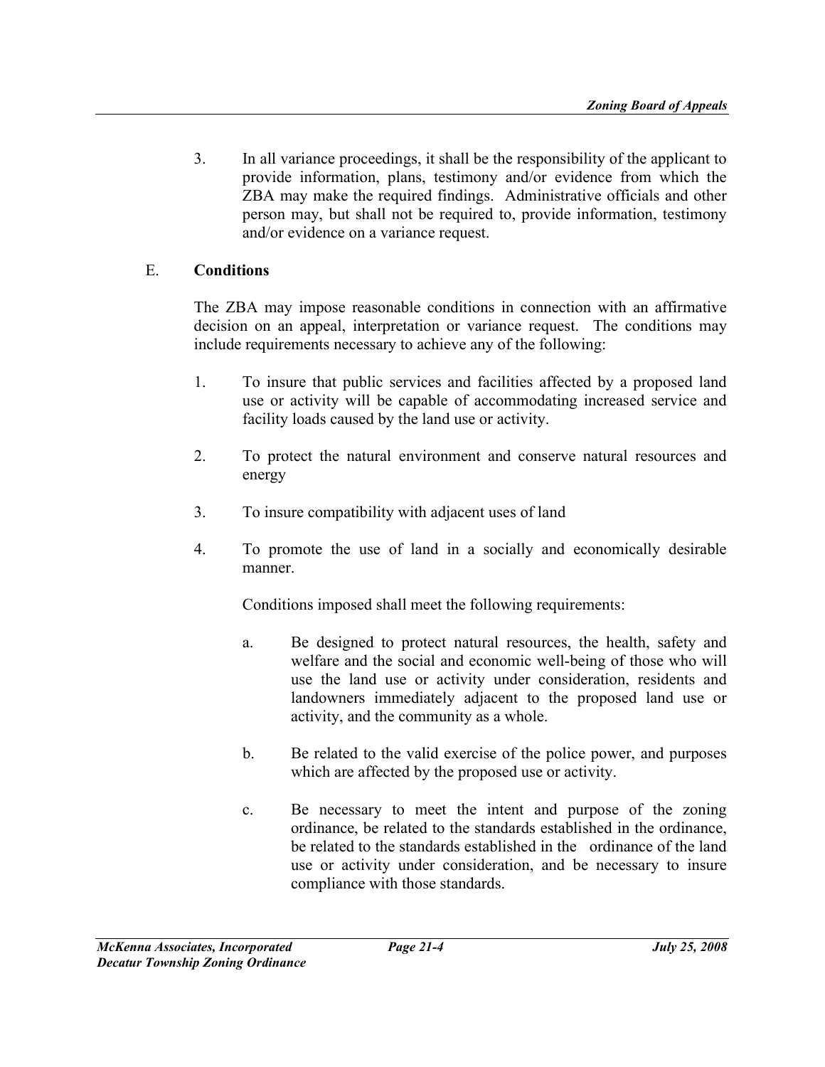3. In all variance proceedings, it shall be the responsibility of the applicant to provide information, plans, testimony and/or evidence from which the ZBA may make the required findings. Administrative officials and other person may, but shall not be required to, provide information, testimony and/or evidence on a variance request.

E. **Conditions**

The ZBA may impose reasonable conditions in connection with an affirmative decision on an appeal, interpretation or variance request. The conditions may include requirements necessary to achieve any of the following:

1. To insure that public services and facilities affected by a proposed land use or activity will be capable of accommodating increased service and facility loads caused by the land use or activity.

2. To protect the natural environment and conserve natural resources and energy

3. To insure compatibility with adjacent uses of land

4. To promote the use of land in a socially and economically desirable manner.

   Conditions imposed shall meet the following requirements:

   a. Be designed to protect natural resources, the health, safety and welfare and the social and economic well-being of those who will use the land use or activity under consideration, residents and landowners immediately adjacent to the proposed land use or activity, and the community as a whole.

   b. Be related to the valid exercise of the police power, and purposes which are affected by the proposed use or activity.

   c. Be necessary to meet the intent and purpose of the zoning ordinance, be related to the standards established in the ordinance, be related to the standards established in the ordinance of the land use or activity under consideration, and be necessary to insure compliance with those standards.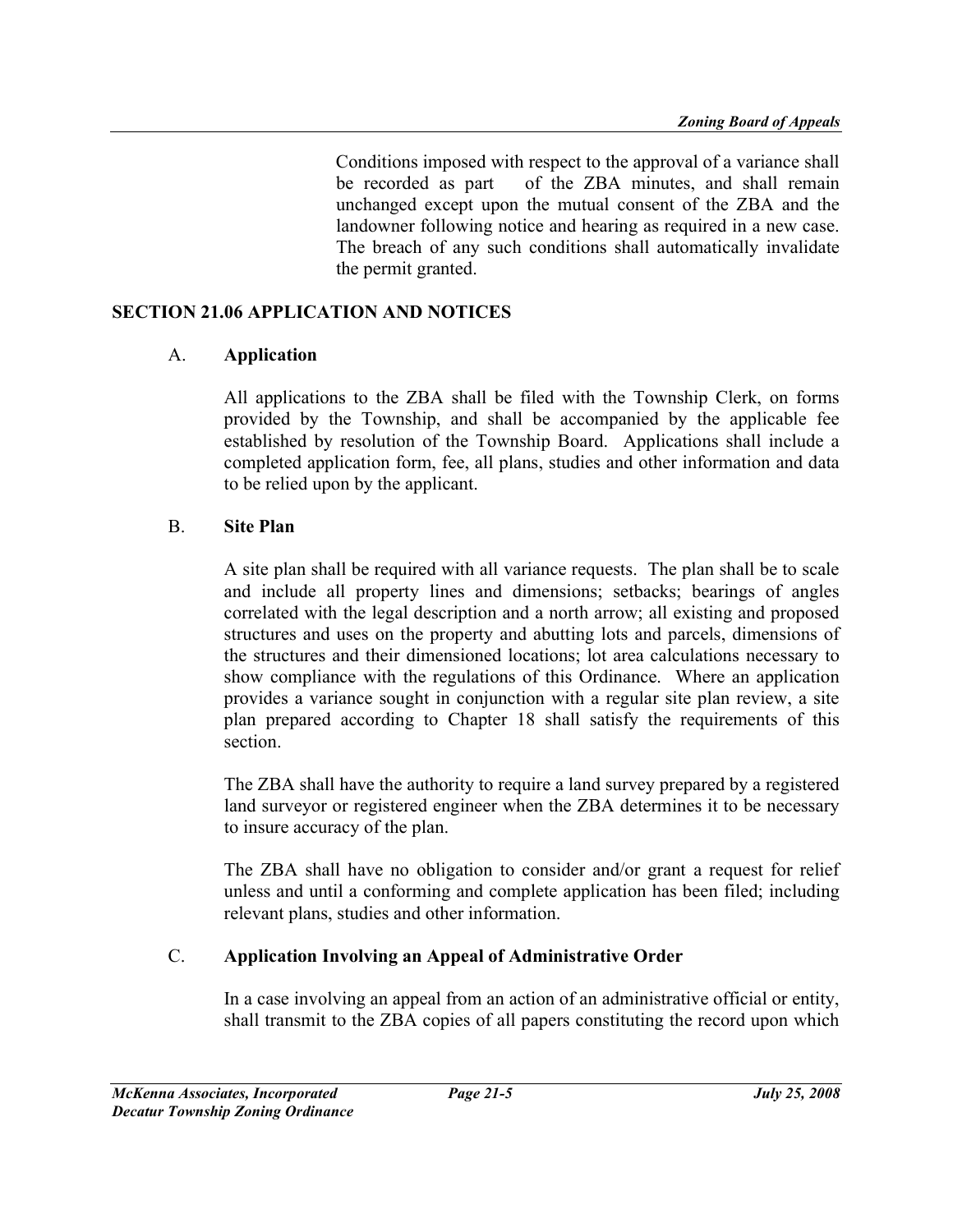Conditions imposed with respect to the approval of a variance shall be recorded as part of the ZBA minutes, and shall remain unchanged except upon the mutual consent of the ZBA and the landowner following notice and hearing as required in a new case. The breach of any such conditions shall automatically invalidate the permit granted.

## SECTION 21.06 APPLICATION AND NOTICES

### A. Application

All applications to the ZBA shall be filed with the Township Clerk, on forms provided by the Township, and shall be accompanied by the applicable fee established by resolution of the Township Board. Applications shall include a completed application form, fee, all plans, studies and other information and data to be relied upon by the applicant.

### B. Site Plan

A site plan shall be required with all variance requests. The plan shall be to scale and include all property lines and dimensions; setbacks; bearings of angles correlated with the legal description and a north arrow; all existing and proposed structures and uses on the property and abutting lots and parcels, dimensions of the structures and their dimensioned locations; lot area calculations necessary to show compliance with the regulations of this Ordinance. Where an application provides a variance sought in conjunction with a regular site plan review, a site plan prepared according to Chapter 18 shall satisfy the requirements of this section.

The ZBA shall have the authority to require a land survey prepared by a registered land surveyor or registered engineer when the ZBA determines it to be necessary to insure accuracy of the plan.

The ZBA shall have no obligation to consider and/or grant a request for relief unless and until a conforming and complete application has been filed; including relevant plans, studies and other information.

### C. Application Involving an Appeal of Administrative Order

In a case involving an appeal from an action of an administrative official or entity, shall transmit to the ZBA copies of all papers constituting the record upon which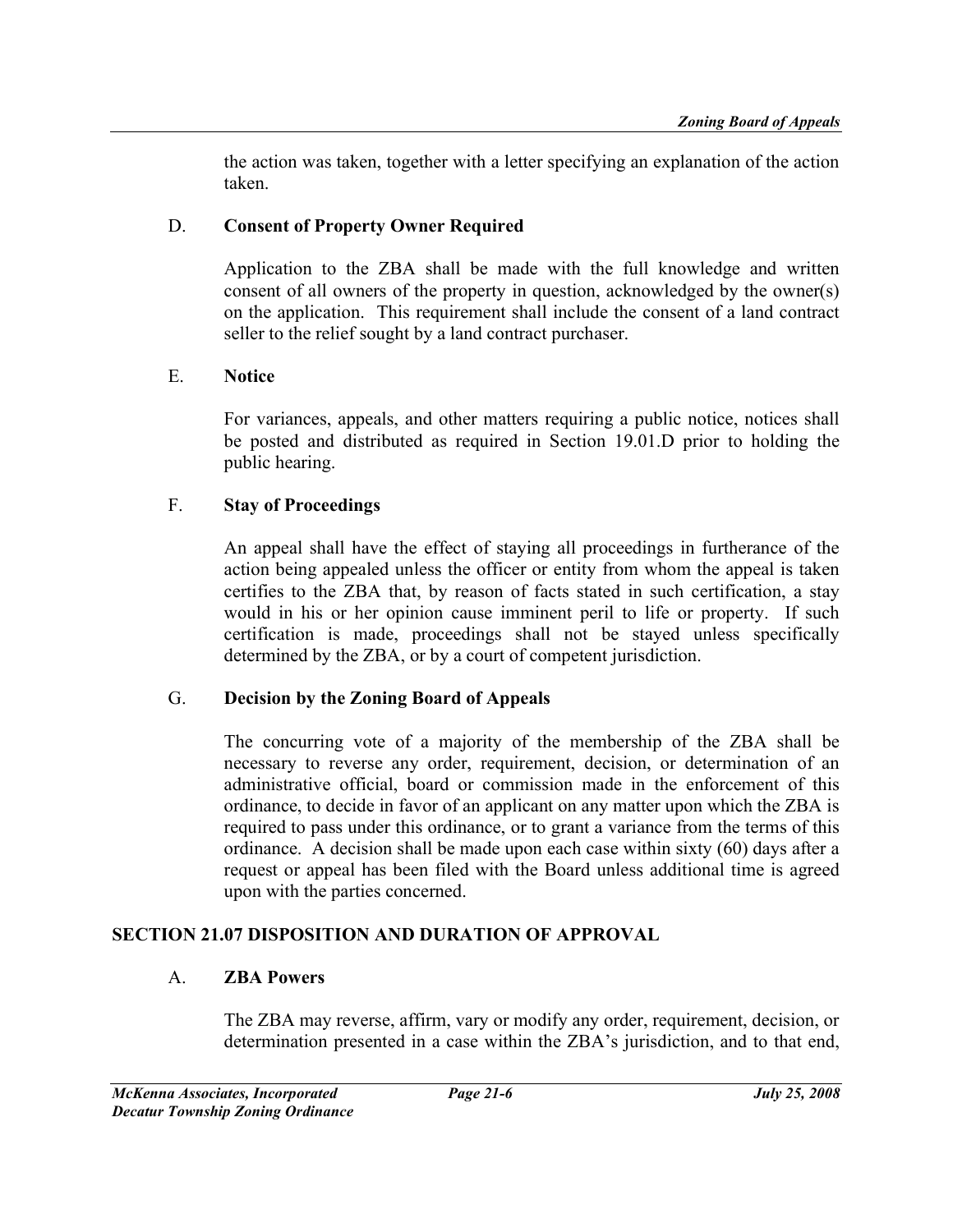the action was taken, together with a letter specifying an explanation of the action taken.

D. **Consent of Property Owner Required**

Application to the ZBA shall be made with the full knowledge and written consent of all owners of the property in question, acknowledged by the owner(s) on the application. This requirement shall include the consent of a land contract seller to the relief sought by a land contract purchaser.

E. **Notice**

For variances, appeals, and other matters requiring a public notice, notices shall be posted and distributed as required in Section 19.01.D prior to holding the public hearing.

F. **Stay of Proceedings**

An appeal shall have the effect of staying all proceedings in furtherance of the action being appealed unless the officer or entity from whom the appeal is taken certifies to the ZBA that, by reason of facts stated in such certification, a stay would in his or her opinion cause imminent peril to life or property. If such certification is made, proceedings shall not be stayed unless specifically determined by the ZBA, or by a court of competent jurisdiction.

G. **Decision by the Zoning Board of Appeals**

The concurring vote of a majority of the membership of the ZBA shall be necessary to reverse any order, requirement, decision, or determination of an administrative official, board or commission made in the enforcement of this ordinance, to decide in favor of an applicant on any matter upon which the ZBA is required to pass under this ordinance, or to grant a variance from the terms of this ordinance. A decision shall be made upon each case within sixty (60) days after a request or appeal has been filed with the Board unless additional time is agreed upon with the parties concerned.

## SECTION 21.07 DISPOSITION AND DURATION OF APPROVAL

A. **ZBA Powers**

The ZBA may reverse, affirm, vary or modify any order, requirement, decision, or determination presented in a case within the ZBA's jurisdiction, and to that end,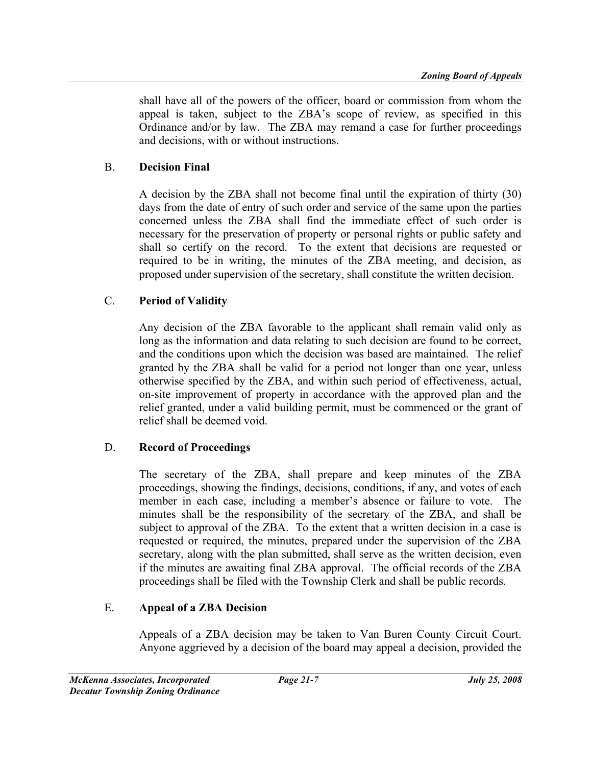shall have all of the powers of the officer, board or commission from whom the appeal is taken, subject to the ZBA's scope of review, as specified in this Ordinance and/or by law. The ZBA may remand a case for further proceedings and decisions, with or without instructions.

B. **Decision Final**

A decision by the ZBA shall not become final until the expiration of thirty (30) days from the date of entry of such order and service of the same upon the parties concerned unless the ZBA shall find the immediate effect of such order is necessary for the preservation of property or personal rights or public safety and shall so certify on the record. To the extent that decisions are requested or required to be in writing, the minutes of the ZBA meeting, and decision, as proposed under supervision of the secretary, shall constitute the written decision.

C. **Period of Validity**

Any decision of the ZBA favorable to the applicant shall remain valid only as long as the information and data relating to such decision are found to be correct, and the conditions upon which the decision was based are maintained. The relief granted by the ZBA shall be valid for a period not longer than one year, unless otherwise specified by the ZBA, and within such period of effectiveness, actual, on-site improvement of property in accordance with the approved plan and the relief granted, under a valid building permit, must be commenced or the grant of relief shall be deemed void.

D. **Record of Proceedings**

The secretary of the ZBA, shall prepare and keep minutes of the ZBA proceedings, showing the findings, decisions, conditions, if any, and votes of each member in each case, including a member's absence or failure to vote. The minutes shall be the responsibility of the secretary of the ZBA, and shall be subject to approval of the ZBA. To the extent that a written decision in a case is requested or required, the minutes, prepared under the supervision of the ZBA secretary, along with the plan submitted, shall serve as the written decision, even if the minutes are awaiting final ZBA approval. The official records of the ZBA proceedings shall be filed with the Township Clerk and shall be public records.

E. **Appeal of a ZBA Decision**

Appeals of a ZBA decision may be taken to Van Buren County Circuit Court. Anyone aggrieved by a decision of the board may appeal a decision, provided the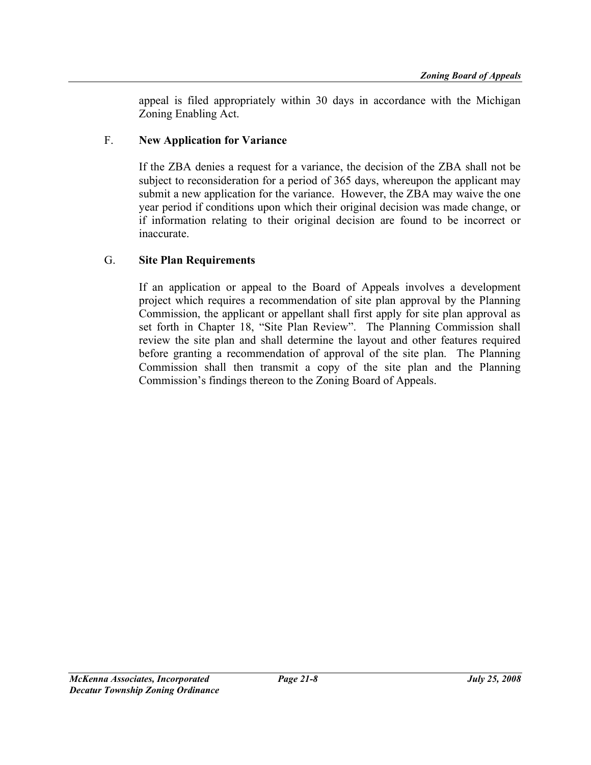appeal is filed appropriately within 30 days in accordance with the Michigan Zoning Enabling Act.

F. **New Application for Variance**

If the ZBA denies a request for a variance, the decision of the ZBA shall not be subject to reconsideration for a period of 365 days, whereupon the applicant may submit a new application for the variance. However, the ZBA may waive the one year period if conditions upon which their original decision was made change, or if information relating to their original decision are found to be incorrect or inaccurate.

G. **Site Plan Requirements**

If an application or appeal to the Board of Appeals involves a development project which requires a recommendation of site plan approval by the Planning Commission, the applicant or appellant shall first apply for site plan approval as set forth in Chapter 18, "Site Plan Review". The Planning Commission shall review the site plan and shall determine the layout and other features required before granting a recommendation of approval of the site plan. The Planning Commission shall then transmit a copy of the site plan and the Planning Commission's findings thereon to the Zoning Board of Appeals.